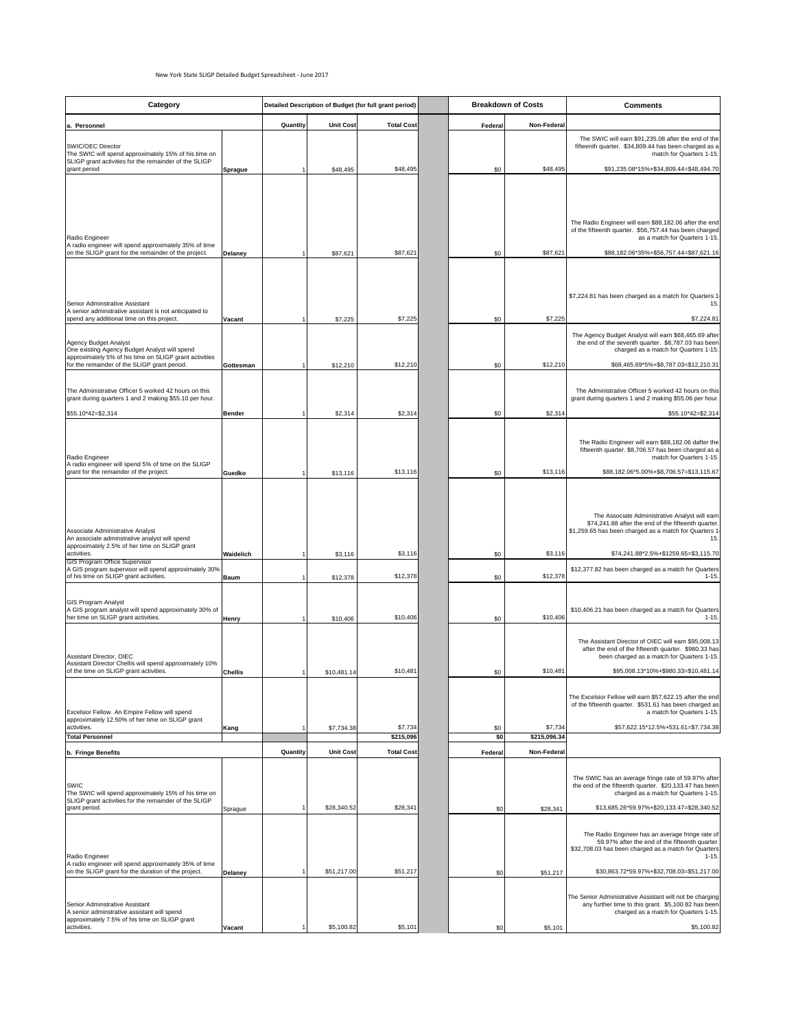New York State SLIGP Detailed Budget Spreadsheet - June 2017

| Category | | Detailed Description of Budget (for full grant period) | | | Breakdown of Costs | | Comments |
|---|---|---|---|---|---|---|---|
| **a. Personnel** | | **Quantity** | **Unit Cost** | **Total Cost** | **Federal** | **Non-Federal** | |
| SWIC/OEC Director The SWIC will spend approximately 15% of his time on SLIGP grant activities for the remainder of the SLIGP grant period | **Sprague** | 1 | $48,495 | $48,495 | $0 | $48,495 | The SWIC will earn $91,235.08 after the end of the fifteenth quarter. $34,809.44 has been charged as a match for Quarters 1-15. $91,235.08*15%+$34,809.44=$48,494.70 |
| Radio Engineer A radio engineer will spend approximately 35% of time on the SLIGP grant for the remainder of the project. | **Delaney** | 1 | $87,621 | $87,621 | $0 | $87,621 | The Radio Engineer will earn $88,182.06 after the end of the fifteenth quarter. $56,757.44 has been charged as a match for Quarters 1-15. $88,182.06*35%+$56,757.44=$87,621.16 |
| Senior Adminstrative Assistant A senior adminstrative assistant is not anticipated to spend any additional time on this project. | **Vacant** | 1 | $7,225 | $7,225 | $0 | $7,225 | $7,224.81 has been charged as a match for Quarters 1-15. $7,224.81 |
| Agency Budget Analyst One existing Agency Budget Analyst will spend approximately 5% of his time on SLIGP grant activities for the remainder of the SLIGP grant period. | **Gottesman** | 1 | $12,210 | $12,210 | $0 | $12,210 | The Agency Budget Analyst will earn $68,465.69 after the end of the seventh quarter. $8,787.03 has been charged as a match for Quarters 1-15. $68,465.69*5%+$8,787.03=$12,210.31 |
| The Administrative Officer 5 worked 42 hours on this grant during quarters 1 and 2 making $55.10 per hour. $55.10*42=$2,314 | **Bender** | 1 | $2,314 | $2,314 | $0 | $2,314 | The Administrative Officer 5 worked 42 hours on this grant during quarters 1 and 2 making $55.06 per hour. $55.10*42=$2,314 |
| Radio Engineer A radio engineer will spend 5% of time on the SLIGP grant for the remainder of the project. | **Guedko** | 1 | $13,116 | $13,116 | $0 | $13,116 | The Radio Engineer will earn $88,182.06 dafter the fifteenth quarter. $8,706.57 has been charged as a match for Quarters 1-15. $88,182.06*5.00%+$8,706.57=$13,115.67 |
| Associate Administrative Analyst An associate adminstrative analyst will spend approximately 2.5% of her time on SLIGP grant activities. | **Waidelich** | 1 | $3,116 | $3,116 | $0 | $3,116 | The Associate Administrative Analyst will earn $74,241.88 after the end of the fifteenth quarter. $1,259.65 has been charged as a match for Quarters 1-15. $74,241.88*2.5%+$1259.65=$3,115.70 |
| GIS Program Office Supervisor A GIS program supervisor will spend approximately 30% of his time on SLIGP grant activities. | **Baum** | 1 | $12,378 | $12,378 | $0 | $12,378 | $12,377.82 has been charged as a match for Quarters 1-15. |
| GIS Program Analyst A GIS program analyst will spend approximately 30% of her time on SLIGP grant activities. | **Henry** | 1 | $10,406 | $10,406 | $0 | $10,406 | $10,406.21 has been charged as a match for Quarters 1-15. |
| Assistant Director, OIEC Assistant Director Chellis will spend approximately 10% of the time on SLIGP grant activities. | **Chellis** | 1 | $10,481.14 | $10,481 | $0 | $10,481 | The Assistant Director of OIEC will earn $95,008.13 after the end of the fifteenth quarter. $980.33 has been charged as a match for Quarters 1-15. $95,008.13*10%+$980.33=$10,481.14 |
| Excelsior Fellow. An Empire Fellow will spend approximately 12.50% of her time on SLIGP grant activities. | **Kang** | 1 | $7,734.38 | $7,734 | $0 | $7,734 | The Excelsior Fellow will earn $57,622.15 after the end of the fifteenth quarter. $531.61 has been charged as a match for Quarters 1-15. $57,622.15*12.5%+531.61=$7,734.38 |
| **Total Personnel** | | | | **$215,096** | **$0** | **$215,096.34** | |
| **b. Fringe Benefits** | | **Quantity** | **Unit Cost** | **Total Cost** | **Federal** | **Non-Federal** | |
| SWIC The SWIC will spend approximately 15% of his time on SLIGP grant activities for the remainder of the SLIGP grant period. | Sprague | 1 | $28,340.52 | $28,341 | $0 | $28,341 | The SWIC has an average fringe rate of 59.97% after the end of the fifteenth quarter. $20,133.47 has been charged as a match for Quarters 1-15. $13,685.26*59.97%+$20,133.47=$28,340.52 |
| Radio Engineer A radio engineer will spend approximately 35% of time on the SLIGP grant for the duration of the project. | **Delaney** | 1 | $51,217.00 | $51,217 | $0 | $51,217 | The Radio Engineer has an average fringe rate of 59.97% after the end of the fifteenth quarter. $32,708.03 has been charged as a match for Quarters 1-15. $30,863.72*59.97%+$32,708.03=$51,217.00 |
| Senior Adminstrative Assistant A senior adminstrative assistant will spend approximately 7.5% of his time on SLIGP grant activities. | **Vacant** | 1 | $5,100.82 | $5,101 | $0 | $5,101 | The Senior Administrative Assistant will not be charging any further time to this grant. $5,100.82 has been charged as a match for Quarters 1-15. $5,100.82 |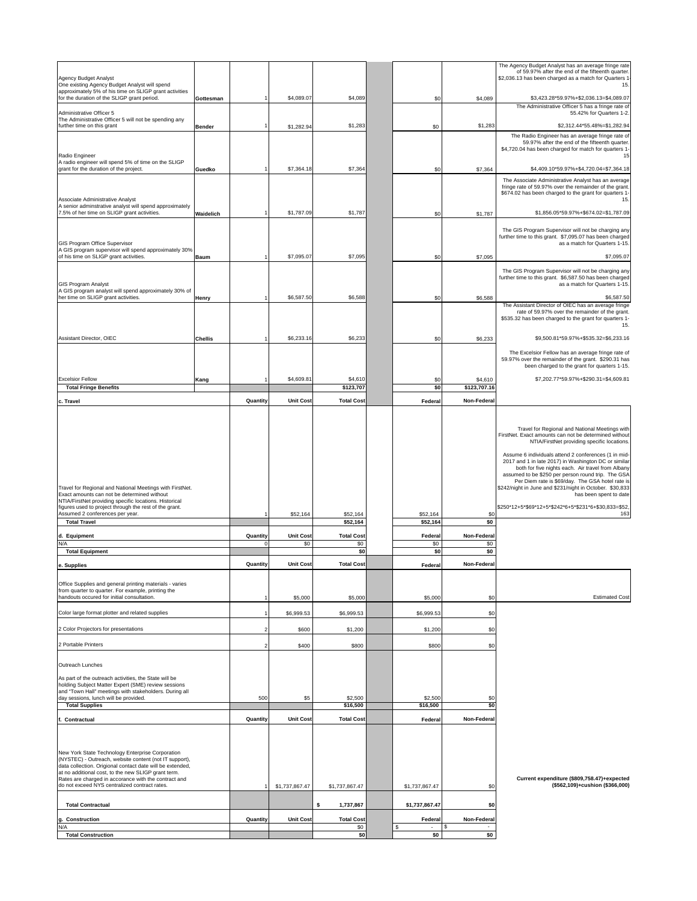| | | | | | | | | |
|---|---|---|---|---|---|---|---|---|
| Agency Budget Analyst One existing Agency Budget Analyst will spend approximately 5% of his time on SLIGP grant activities for the duration of the SLIGP grant period. | Gottesman | 1 | $4,089.07 | $4,089 | | $0 | $4,089 | The Agency Budget Analyst has an average fringe rate of 59.97% after the end of the fifteenth quarter. $2,036.13 has been charged as a match for Quarters 1-15. $3,423.28*59.97%+$2,036.13=$4,089.07 |
| Administrative Officer 5 The Administrative Officer 5 will not be spending any further time on this grant | Bender | 1 | $1,282.94 | $1,283 | | $0 | $1,283 | The Administrative Officer 5 has a fringe rate of 55.42% for Quarters 1-2. $2,312.44*55.48%=$1,282.94 |
| Radio Engineer A radio engineer will spend 5% of time on the SLIGP grant for the duration of the project. | Guedko | 1 | $7,364.18 | $7,364 | | $0 | $7,364 | The Radio Engineer has an average fringe rate of 59.97% after the end of the fifteenth quarter. $4,720.04 has been charged for match for quarters 1-15 $4,409.10*59.97%+$4,720.04=$7,364.18 |
| Associate Administrative Analyst A senior adminstrative analyst will spend approximately 7.5% of her time on SLIGP grant activities. | Waidelich | 1 | $1,787.09 | $1,787 | | $0 | $1,787 | The Associate Administrative Analyst has an average fringe rate of 59.97% over the remainder of the grant. $674.02 has been charged to the grant for quarters 1-15. $1,856.05*59.97%+$674.02=$1,787.09 |
| GIS Program Office Supervisor A GIS program supervisor will spend approximately 30% of his time on SLIGP grant activities. | Baum | 1 | $7,095.07 | $7,095 | | $0 | $7,095 | The GIS Program Supervisor will not be charging any further time to this grant. $7,095.07 has been charged as a match for Quarters 1-15. $7,095.07 |
| GIS Program Analyst A GIS program analyst will spend approximately 30% of her time on SLIGP grant activities. | Henry | 1 | $6,587.50 | $6,588 | | $0 | $6,588 | The GIS Program Supervisor will not be charging any further time to this grant. $6,587.50 has been charged as a match for Quarters 1-15. $6,587.50 |
| Assistant Director, OIEC | Chellis | 1 | $6,233.16 | $6,233 | | $0 | $6,233 | The Assistant Director of OIEC has an average fringe rate of 59.97% over the remainder of the grant. $535.32 has been charged to the grant for quarters 1-15. $9,500.81*59.97%+$535.32=$6,233.16 |
| Excelsior Fellow | Kang | 1 | $4,609.81 | $4,610 | | $0 | $4,610 | The Excelsior Fellow has an average fringe rate of 59.97% over the remainder of the grant. $290.31 has been charged to the grant for quarters 1-15. $7,202.77*59.97%+$290.31=$4,609.81 |
| **Total Fringe Benefits** | | | | **$123,707** | | **$0** | **$123,707.16** | |
| **c. Travel** | | **Quantity** | **Unit Cost** | **Total Cost** | | **Federal** | **Non-Federal** | |
| Travel for Regional and National Meetings with FirstNet. Exact amounts can not be determined without NTIA/FirstNet providing specific locations. Historical figures used to project through the rest of the grant. Assumed 2 conferences per year. | | 1 | $52,164 | $52,164 | | $52,164 | $0 | Travel for Regional and National Meetings with FirstNet. Exact amounts can not be determined without NTIA/FirstNet providing specific locations. Assume 6 individuals attend 2 conferences (1 in mid-2017 and 1 in late 2017) in Washington DC or similar both for five nights each. Air travel from Albany assumed to be $250 per person round trip. The GSA Per Diem rate is $69/day. The GSA hotel rate is $242/night in June and $231/night in October. $30,833 has been spent to date $250*12+5*$69*12+5*$242*6+5*$231*6+$30,833=$52,163 |
| **Total Travel** | | | | **$52,164** | | **$52,164** | **$0** | |
| **d. Equipment** | | **Quantity** | **Unit Cost** | **Total Cost** | | **Federal** | **Non-Federal** | |
| N/A | | 0 | $0 | $0 | | $0 | $0 | |
| **Total Equipment** | | | | **$0** | | **$0** | **$0** | |
| **e. Supplies** | | **Quantity** | **Unit Cost** | **Total Cost** | | **Federal** | **Non-Federal** | |
| Office Supplies and general printing materials - varies from quarter to quarter. For example, printing the handouts occured for initial consultation. | | 1 | $5,000 | $5,000 | | $5,000 | $0 | Estimated Cost |
| Color large format plotter and related supplies | | 1 | $6,999.53 | $6,999.53 | | $6,999.53 | $0 | |
| 2 Color Projectors for presentations | | 2 | $600 | $1,200 | | $1,200 | $0 | |
| 2 Portable Printers | | 2 | $400 | $800 | | $800 | $0 | |
| Outreach Lunches As part of the outreach activities, the State will be holding Subject Matter Expert (SME) review sessions and "Town Hall" meetings with stakeholders. During all day sessions, lunch will be provided. | | 500 | $5 | $2,500 | | $2,500 | $0 | |
| **Total Supplies** | | | | **$16,500** | | **$16,500** | **$0** | |
| **f. Contractual** | | **Quantity** | **Unit Cost** | **Total Cost** | | **Federal** | **Non-Federal** | |
| New York State Technology Enterprise Corporation (NYSTEC) - Outreach, website content (not IT support), data collection. Origional contact date will be extended, at no additional cost, to the new SLIGP grant term. Rates are charged in accorance with the contract and do not exceed NYS centralized contract rates. | | 1 | $1,737,867.47 | $1,737,867.47 | | $1,737,867.47 | $0 | **Current expenditure ($809,758.47)+expected ($562,109)+cushion ($366,000)** |
| **Total Contractual** | | | | **$ 1,737,867** | | **$1,737,867.47** | **$0** | |
| **g. Construction** | | **Quantity** | **Unit Cost** | **Total Cost** | | **Federal** | **Non-Federal** | |
| N/A | | | | $0 | | $ - | $ - | |
| **Total Construction** | | | | **$0** | | **$0** | **$0** | |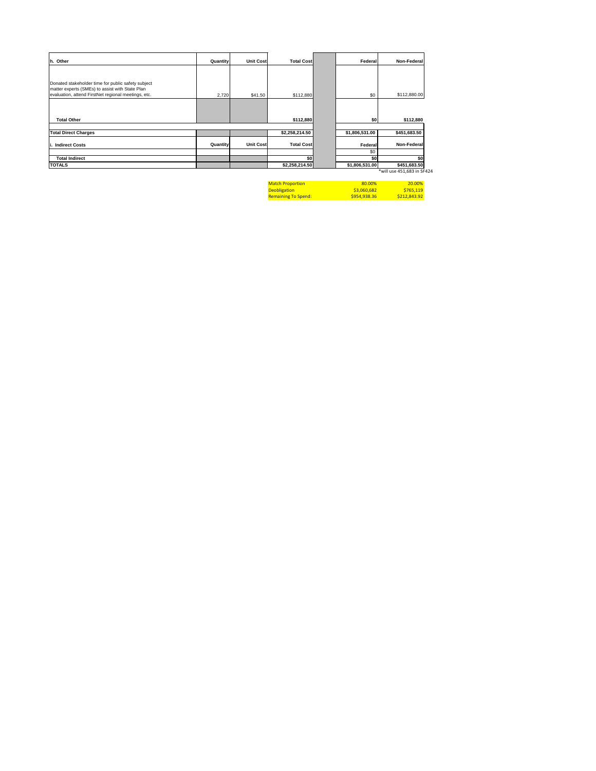| h. Other | Quantity | Unit Cost | Total Cost | | Federal | Non-Federal |
|---|---|---|---|---|---|---|
| Donated stakeholder time for public safety subject matter experts (SMEs) to assist with State Plan evaluation, attend FirstNet regional meetings, etc. | 2,720 | $41.50 | $112,880 | | $0 | $112,880.00 |
| | | | | | | |
| **Total Other** | | | **$112,880** | | **$0** | **$112,880** |
| | | | | | | |
| **Total Direct Charges** | | | **$2,258,214.50** | | **$1,806,531.00** | **$451,683.50** |
| **i. Indirect Costs** | **Quantity** | **Unit Cost** | **Total Cost** | | **Federal** | **Non-Federal** |
| | | | | | $0 | |
| **Total Indirect** | | | **$0** | | **$0** | **$0** |
| **TOTALS** | | | **$2,258,214.50** | | **$1,806,531.00** | **$451,683.50** |

*will use 451,683 in SF424

| | | |
|---|---|---|
| Match Proportion | 80.00% | 20.00% |
| Deobligation | $3,060,682 | $765,119 |
| Remaining To Spend: | $954,938.36 | $212,843.92 |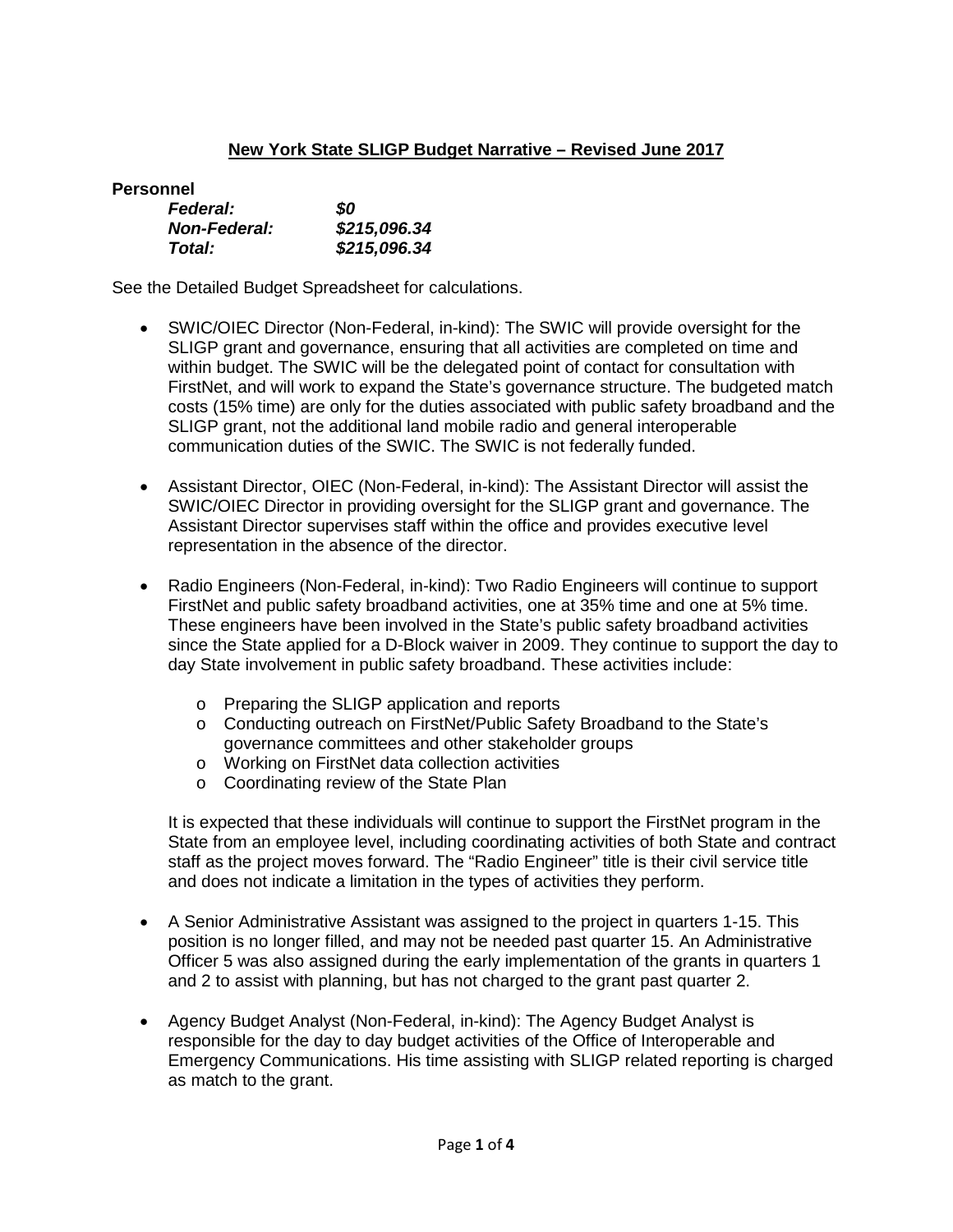## New York State SLIGP Budget Narrative – Revised June 2017

**Personnel**

| | |
|---|---|
| ***Federal:*** | ***$0*** |
| ***Non-Federal:*** | ***$215,096.34*** |
| ***Total:*** | ***$215,096.34*** |

See the Detailed Budget Spreadsheet for calculations.

- SWIC/OIEC Director (Non-Federal, in-kind): The SWIC will provide oversight for the SLIGP grant and governance, ensuring that all activities are completed on time and within budget. The SWIC will be the delegated point of contact for consultation with FirstNet, and will work to expand the State's governance structure. The budgeted match costs (15% time) are only for the duties associated with public safety broadband and the SLIGP grant, not the additional land mobile radio and general interoperable communication duties of the SWIC. The SWIC is not federally funded.

- Assistant Director, OIEC (Non-Federal, in-kind): The Assistant Director will assist the SWIC/OIEC Director in providing oversight for the SLIGP grant and governance. The Assistant Director supervises staff within the office and provides executive level representation in the absence of the director.

- Radio Engineers (Non-Federal, in-kind): Two Radio Engineers will continue to support FirstNet and public safety broadband activities, one at 35% time and one at 5% time. These engineers have been involved in the State's public safety broadband activities since the State applied for a D-Block waiver in 2009. They continue to support the day to day State involvement in public safety broadband. These activities include:
  - Preparing the SLIGP application and reports
  - Conducting outreach on FirstNet/Public Safety Broadband to the State's governance committees and other stakeholder groups
  - Working on FirstNet data collection activities
  - Coordinating review of the State Plan

  It is expected that these individuals will continue to support the FirstNet program in the State from an employee level, including coordinating activities of both State and contract staff as the project moves forward. The "Radio Engineer" title is their civil service title and does not indicate a limitation in the types of activities they perform.

- A Senior Administrative Assistant was assigned to the project in quarters 1-15. This position is no longer filled, and may not be needed past quarter 15. An Administrative Officer 5 was also assigned during the early implementation of the grants in quarters 1 and 2 to assist with planning, but has not charged to the grant past quarter 2.

- Agency Budget Analyst (Non-Federal, in-kind): The Agency Budget Analyst is responsible for the day to day budget activities of the Office of Interoperable and Emergency Communications. His time assisting with SLIGP related reporting is charged as match to the grant.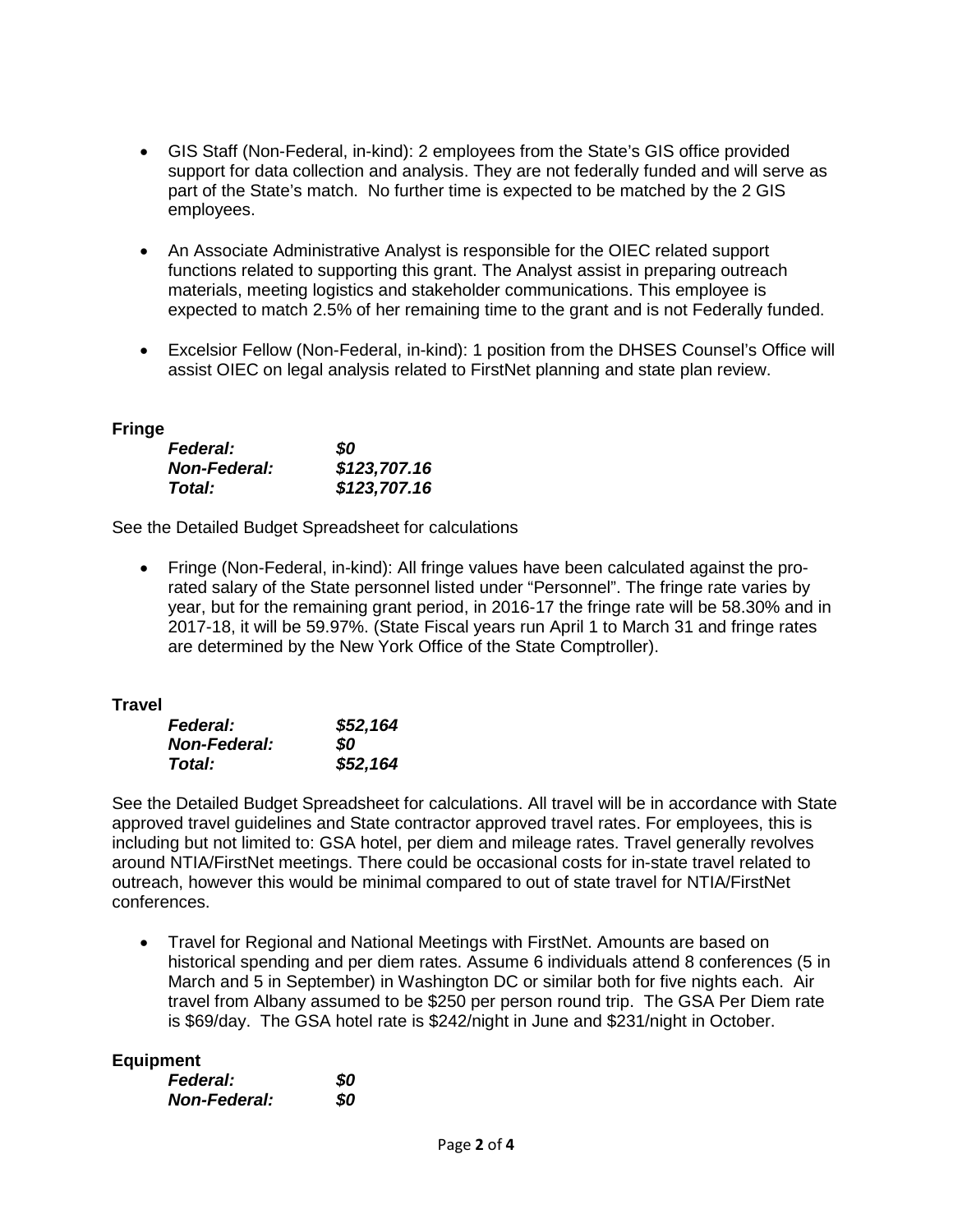- GIS Staff (Non-Federal, in-kind): 2 employees from the State's GIS office provided support for data collection and analysis. They are not federally funded and will serve as part of the State's match. No further time is expected to be matched by the 2 GIS employees.

- An Associate Administrative Analyst is responsible for the OIEC related support functions related to supporting this grant. The Analyst assist in preparing outreach materials, meeting logistics and stakeholder communications. This employee is expected to match 2.5% of her remaining time to the grant and is not Federally funded.

- Excelsior Fellow (Non-Federal, in-kind): 1 position from the DHSES Counsel's Office will assist OIEC on legal analysis related to FirstNet planning and state plan review.

**Fringe**

| | |
|---|---|
| ***Federal:*** | ***$0*** |
| ***Non-Federal:*** | ***$123,707.16*** |
| ***Total:*** | ***$123,707.16*** |

See the Detailed Budget Spreadsheet for calculations

- Fringe (Non-Federal, in-kind): All fringe values have been calculated against the pro-rated salary of the State personnel listed under "Personnel". The fringe rate varies by year, but for the remaining grant period, in 2016-17 the fringe rate will be 58.30% and in 2017-18, it will be 59.97%. (State Fiscal years run April 1 to March 31 and fringe rates are determined by the New York Office of the State Comptroller).

**Travel**

| | |
|---|---|
| ***Federal:*** | ***$52,164*** |
| ***Non-Federal:*** | ***$0*** |
| ***Total:*** | ***$52,164*** |

See the Detailed Budget Spreadsheet for calculations. All travel will be in accordance with State approved travel guidelines and State contractor approved travel rates. For employees, this is including but not limited to: GSA hotel, per diem and mileage rates. Travel generally revolves around NTIA/FirstNet meetings. There could be occasional costs for in-state travel related to outreach, however this would be minimal compared to out of state travel for NTIA/FirstNet conferences.

- Travel for Regional and National Meetings with FirstNet. Amounts are based on historical spending and per diem rates. Assume 6 individuals attend 8 conferences (5 in March and 5 in September) in Washington DC or similar both for five nights each. Air travel from Albany assumed to be $250 per person round trip. The GSA Per Diem rate is $69/day. The GSA hotel rate is $242/night in June and $231/night in October.

**Equipment**

| | |
|---|---|
| ***Federal:*** | ***$0*** |
| ***Non-Federal:*** | ***$0*** |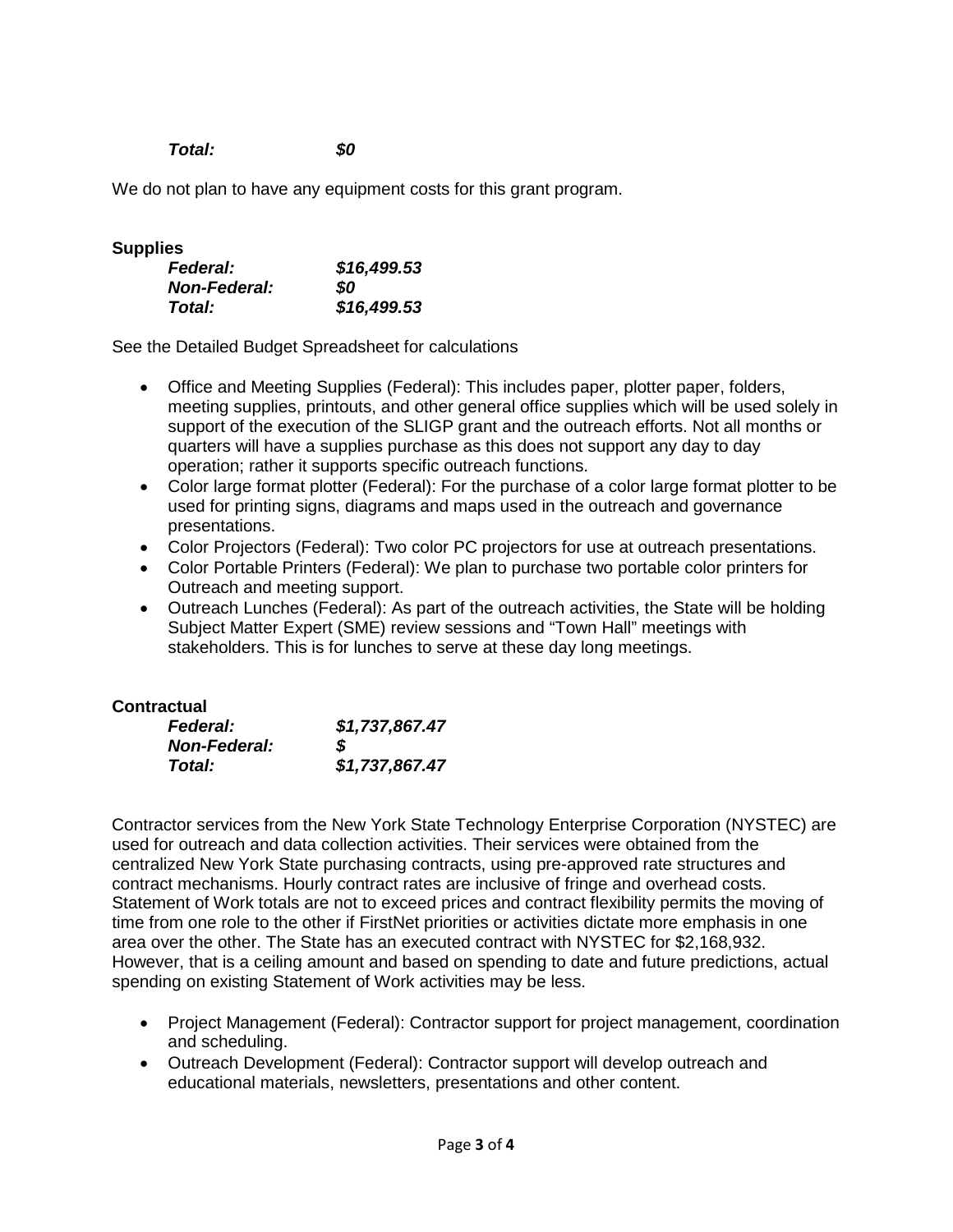***Total:*** ***$0***

We do not plan to have any equipment costs for this grant program.

**Supplies**

| | |
|---|---|
| ***Federal:*** | ***$16,499.53*** |
| ***Non-Federal:*** | ***$0*** |
| ***Total:*** | ***$16,499.53*** |

See the Detailed Budget Spreadsheet for calculations

- Office and Meeting Supplies (Federal): This includes paper, plotter paper, folders, meeting supplies, printouts, and other general office supplies which will be used solely in support of the execution of the SLIGP grant and the outreach efforts. Not all months or quarters will have a supplies purchase as this does not support any day to day operation; rather it supports specific outreach functions.
- Color large format plotter (Federal): For the purchase of a color large format plotter to be used for printing signs, diagrams and maps used in the outreach and governance presentations.
- Color Projectors (Federal): Two color PC projectors for use at outreach presentations.
- Color Portable Printers (Federal): We plan to purchase two portable color printers for Outreach and meeting support.
- Outreach Lunches (Federal): As part of the outreach activities, the State will be holding Subject Matter Expert (SME) review sessions and "Town Hall" meetings with stakeholders. This is for lunches to serve at these day long meetings.

**Contractual**

| | |
|---|---|
| ***Federal:*** | ***$1,737,867.47*** |
| ***Non-Federal:*** | ***$*** |
| ***Total:*** | ***$1,737,867.47*** |

Contractor services from the New York State Technology Enterprise Corporation (NYSTEC) are used for outreach and data collection activities. Their services were obtained from the centralized New York State purchasing contracts, using pre-approved rate structures and contract mechanisms. Hourly contract rates are inclusive of fringe and overhead costs. Statement of Work totals are not to exceed prices and contract flexibility permits the moving of time from one role to the other if FirstNet priorities or activities dictate more emphasis in one area over the other. The State has an executed contract with NYSTEC for $2,168,932. However, that is a ceiling amount and based on spending to date and future predictions, actual spending on existing Statement of Work activities may be less.

- Project Management (Federal): Contractor support for project management, coordination and scheduling.
- Outreach Development (Federal): Contractor support will develop outreach and educational materials, newsletters, presentations and other content.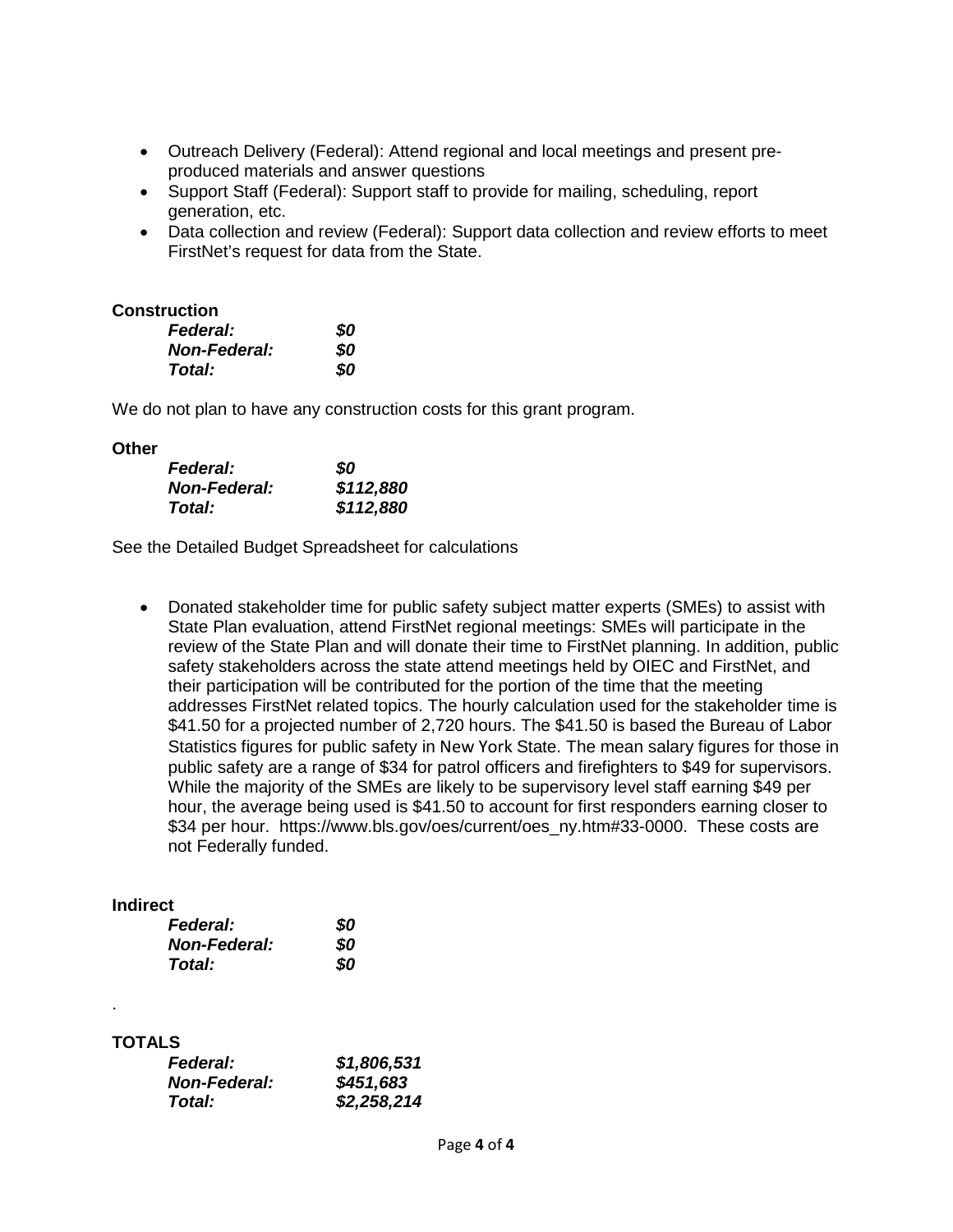- Outreach Delivery (Federal): Attend regional and local meetings and present pre-produced materials and answer questions
- Support Staff (Federal): Support staff to provide for mailing, scheduling, report generation, etc.
- Data collection and review (Federal): Support data collection and review efforts to meet FirstNet's request for data from the State.

**Construction**

| | |
|---|---|
| ***Federal:*** | ***$0*** |
| ***Non-Federal:*** | ***$0*** |
| ***Total:*** | ***$0*** |

We do not plan to have any construction costs for this grant program.

**Other**

| | |
|---|---|
| ***Federal:*** | ***$0*** |
| ***Non-Federal:*** | ***$112,880*** |
| ***Total:*** | ***$112,880*** |

See the Detailed Budget Spreadsheet for calculations

- Donated stakeholder time for public safety subject matter experts (SMEs) to assist with State Plan evaluation, attend FirstNet regional meetings: SMEs will participate in the review of the State Plan and will donate their time to FirstNet planning. In addition, public safety stakeholders across the state attend meetings held by OIEC and FirstNet, and their participation will be contributed for the portion of the time that the meeting addresses FirstNet related topics. The hourly calculation used for the stakeholder time is $41.50 for a projected number of 2,720 hours. The $41.50 is based the Bureau of Labor Statistics figures for public safety in New York State. The mean salary figures for those in public safety are a range of $34 for patrol officers and firefighters to $49 for supervisors. While the majority of the SMEs are likely to be supervisory level staff earning $49 per hour, the average being used is $41.50 to account for first responders earning closer to $34 per hour. https://www.bls.gov/oes/current/oes_ny.htm#33-0000. These costs are not Federally funded.

**Indirect**

| | |
|---|---|
| ***Federal:*** | ***$0*** |
| ***Non-Federal:*** | ***$0*** |
| ***Total:*** | ***$0*** |

.

**TOTALS**

| | |
|---|---|
| ***Federal:*** | ***$1,806,531*** |
| ***Non-Federal:*** | ***$451,683*** |
| ***Total:*** | ***$2,258,214*** |